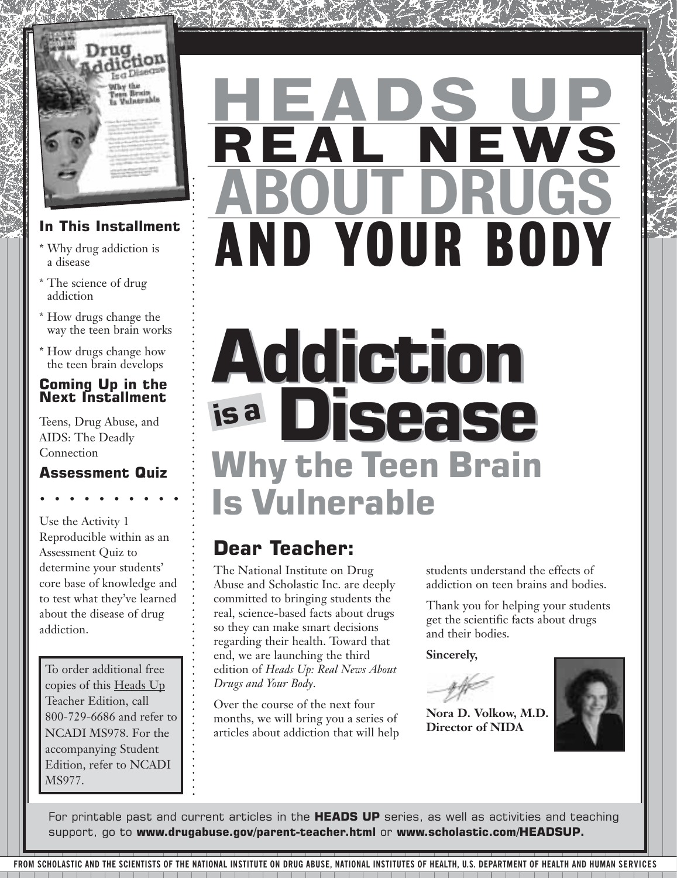# HEADS UP REAL NEWS ABOUT DRUGS AND YOUR BODY

### In This Installment

* Why drug addiction is a disease
* The science of drug addiction
* How drugs change the way the teen brain works
* How drugs change how the teen brain develops

### Coming Up in the Next Installment

Teens, Drug Abuse, and AIDS: The Deadly Connection

### Assessment Quiz

Use the Activity 1 Reproducible within as an Assessment Quiz to determine your students' core base of knowledge and to test what they've learned about the disease of drug addiction.

To order additional free copies of this Heads Up Teacher Edition, call 800-729-6686 and refer to NCADI MS978. For the accompanying Student Edition, refer to NCADI MS977.

# Addiction is a Disease

## Why the Teen Brain Is Vulnerable

## Dear Teacher:

The National Institute on Drug Abuse and Scholastic Inc. are deeply committed to bringing students the real, science-based facts about drugs so they can make smart decisions regarding their health. Toward that end, we are launching the third edition of *Heads Up: Real News About Drugs and Your Body*.

Over the course of the next four months, we will bring you a series of articles about addiction that will help students understand the effects of addiction on teen brains and bodies.

Thank you for helping your students get the scientific facts about drugs and their bodies.

**Sincerely,**

**Nora D. Volkow, M.D.**
**Director of NIDA**

For printable past and current articles in the **HEADS UP** series, as well as activities and teaching support, go to **www.drugabuse.gov/parent-teacher.html** or **www.scholastic.com/HEADSUP.**

FROM SCHOLASTIC AND THE SCIENTISTS OF THE NATIONAL INSTITUTE ON DRUG ABUSE, NATIONAL INSTITUTES OF HEALTH, U.S. DEPARTMENT OF HEALTH AND HUMAN SERVICES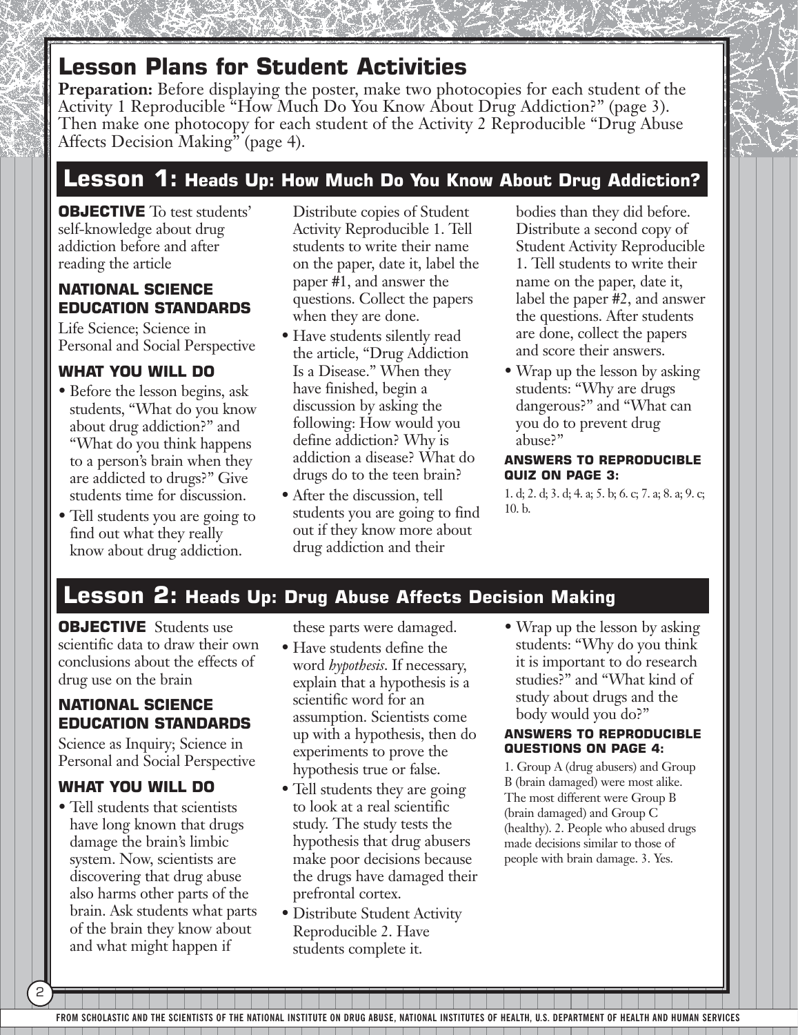# Lesson Plans for Student Activities

**Preparation:** Before displaying the poster, make two photocopies for each student of the Activity 1 Reproducible "How Much Do You Know About Drug Addiction?" (page 3). Then make one photocopy for each student of the Activity 2 Reproducible "Drug Abuse Affects Decision Making" (page 4).

## Lesson 1: Heads Up: How Much Do You Know About Drug Addiction?

**OBJECTIVE** To test students' self-knowledge about drug addiction before and after reading the article

### NATIONAL SCIENCE EDUCATION STANDARDS

Life Science; Science in Personal and Social Perspective

### WHAT YOU WILL DO

- Before the lesson begins, ask students, "What do you know about drug addiction?" and "What do you think happens to a person's brain when they are addicted to drugs?" Give students time for discussion.
- Tell students you are going to find out what they really know about drug addiction. Distribute copies of Student Activity Reproducible 1. Tell students to write their name on the paper, date it, label the paper #1, and answer the questions. Collect the papers when they are done.
- Have students silently read the article, "Drug Addiction Is a Disease." When they have finished, begin a discussion by asking the following: How would you define addiction? Why is addiction a disease? What do drugs do to the teen brain?
- After the discussion, tell students you are going to find out if they know more about drug addiction and their bodies than they did before. Distribute a second copy of Student Activity Reproducible 1. Tell students to write their name on the paper, date it, label the paper #2, and answer the questions. After students are done, collect the papers and score their answers.
- Wrap up the lesson by asking students: "Why are drugs dangerous?" and "What can you do to prevent drug abuse?"

### ANSWERS TO REPRODUCIBLE QUIZ ON PAGE 3:

1. d; 2. d; 3. d; 4. a; 5. b; 6. c; 7. a; 8. a; 9. c; 10. b.

## Lesson 2: Heads Up: Drug Abuse Affects Decision Making

**OBJECTIVE** Students use scientific data to draw their own conclusions about the effects of drug use on the brain

### NATIONAL SCIENCE EDUCATION STANDARDS

Science as Inquiry; Science in Personal and Social Perspective

### WHAT YOU WILL DO

- Tell students that scientists have long known that drugs damage the brain's limbic system. Now, scientists are discovering that drug abuse also harms other parts of the brain. Ask students what parts of the brain they know about and what might happen if these parts were damaged.
- Have students define the word *hypothesis*. If necessary, explain that a hypothesis is a scientific word for an assumption. Scientists come up with a hypothesis, then do experiments to prove the hypothesis true or false.
- Tell students they are going to look at a real scientific study. The study tests the hypothesis that drug abusers make poor decisions because the drugs have damaged their prefrontal cortex.
- Distribute Student Activity Reproducible 2. Have students complete it.
- Wrap up the lesson by asking students: "Why do you think it is important to do research studies?" and "What kind of study about drugs and the body would you do?"

### ANSWERS TO REPRODUCIBLE QUESTIONS ON PAGE 4:

1. Group A (drug abusers) and Group B (brain damaged) were most alike. The most different were Group B (brain damaged) and Group C (healthy). 2. People who abused drugs made decisions similar to those of people with brain damage. 3. Yes.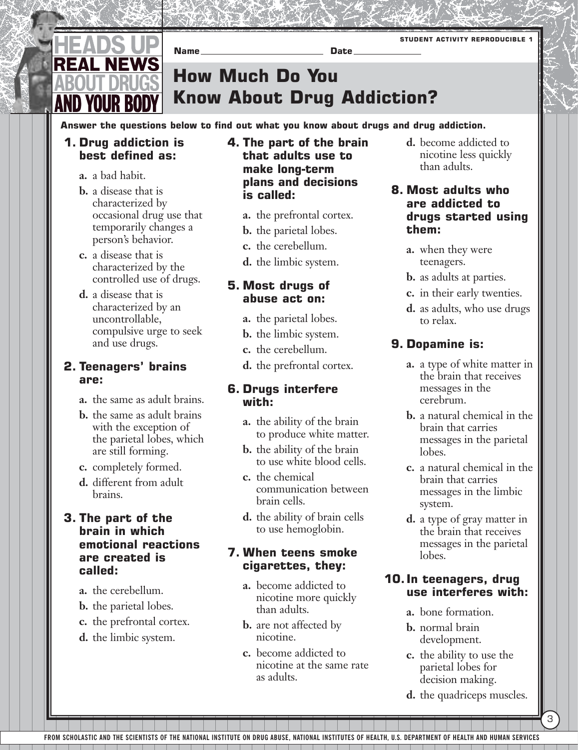HEADS UP
REAL NEWS
ABOUT DRUGS
AND YOUR BODY

STUDENT ACTIVITY REPRODUCIBLE 1

Name ______________________ Date ____________

# How Much Do You Know About Drug Addiction?

**Answer the questions below to find out what you know about drugs and drug addiction.**

**1. Drug addiction is best defined as:**

- **a.** a bad habit.
- **b.** a disease that is characterized by occasional drug use that temporarily changes a person's behavior.
- **c.** a disease that is characterized by the controlled use of drugs.
- **d.** a disease that is characterized by an uncontrollable, compulsive urge to seek and use drugs.

**2. Teenagers' brains are:**

- **a.** the same as adult brains.
- **b.** the same as adult brains with the exception of the parietal lobes, which are still forming.
- **c.** completely formed.
- **d.** different from adult brains.

**3. The part of the brain in which emotional reactions are created is called:**

- **a.** the cerebellum.
- **b.** the parietal lobes.
- **c.** the prefrontal cortex.
- **d.** the limbic system.

**4. The part of the brain that adults use to make long-term plans and decisions is called:**

- **a.** the prefrontal cortex.
- **b.** the parietal lobes.
- **c.** the cerebellum.
- **d.** the limbic system.

**5. Most drugs of abuse act on:**

- **a.** the parietal lobes.
- **b.** the limbic system.
- **c.** the cerebellum.
- **d.** the prefrontal cortex.

**6. Drugs interfere with:**

- **a.** the ability of the brain to produce white matter.
- **b.** the ability of the brain to use white blood cells.
- **c.** the chemical communication between brain cells.
- **d.** the ability of brain cells to use hemoglobin.

**7. When teens smoke cigarettes, they:**

- **a.** become addicted to nicotine more quickly than adults.
- **b.** are not affected by nicotine.
- **c.** become addicted to nicotine at the same rate as adults.
- **d.** become addicted to nicotine less quickly than adults.

**8. Most adults who are addicted to drugs started using them:**

- **a.** when they were teenagers.
- **b.** as adults at parties.
- **c.** in their early twenties.
- **d.** as adults, who use drugs to relax.

**9. Dopamine is:**

- **a.** a type of white matter in the brain that receives messages in the cerebrum.
- **b.** a natural chemical in the brain that carries messages in the parietal lobes.
- **c.** a natural chemical in the brain that carries messages in the limbic system.
- **d.** a type of gray matter in the brain that receives messages in the parietal lobes.

**10. In teenagers, drug use interferes with:**

- **a.** bone formation.
- **b.** normal brain development.
- **c.** the ability to use the parietal lobes for decision making.
- **d.** the quadriceps muscles.

FROM SCHOLASTIC AND THE SCIENTISTS OF THE NATIONAL INSTITUTE ON DRUG ABUSE, NATIONAL INSTITUTES OF HEALTH, U.S. DEPARTMENT OF HEALTH AND HUMAN SERVICES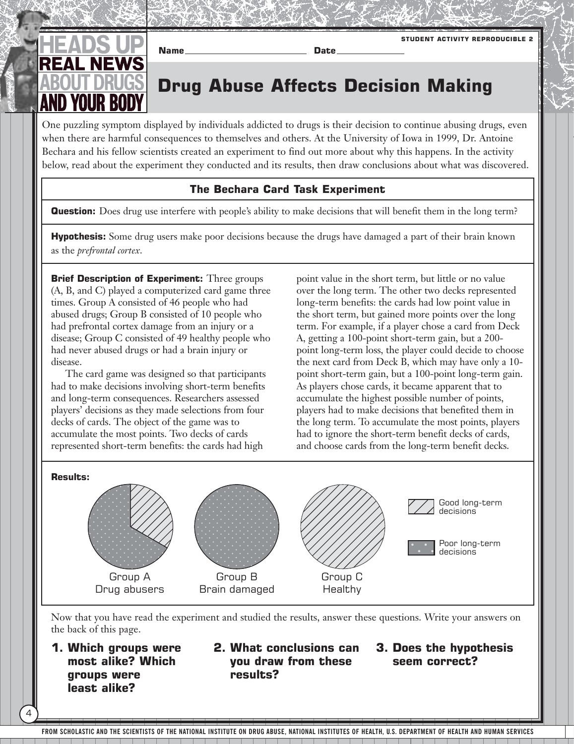**STUDENT ACTIVITY REPRODUCIBLE 2**

**Name** ____________________ **Date** ____________

# Drug Abuse Affects Decision Making

One puzzling symptom displayed by individuals addicted to drugs is their decision to continue abusing drugs, even when there are harmful consequences to themselves and others. At the University of Iowa in 1999, Dr. Antoine Bechara and his fellow scientists created an experiment to find out more about why this happens. In the activity below, read about the experiment they conducted and its results, then draw conclusions about what was discovered.

## The Bechara Card Task Experiment

**Question:** Does drug use interfere with people's ability to make decisions that will benefit them in the long term?

**Hypothesis:** Some drug users make poor decisions because the drugs have damaged a part of their brain known as the *prefrontal cortex*.

**Brief Description of Experiment:** Three groups (A, B, and C) played a computerized card game three times. Group A consisted of 46 people who had abused drugs; Group B consisted of 10 people who had prefrontal cortex damage from an injury or a disease; Group C consisted of 49 healthy people who had never abused drugs or had a brain injury or disease.

The card game was designed so that participants had to make decisions involving short-term benefits and long-term consequences. Researchers assessed players' decisions as they made selections from four decks of cards. The object of the game was to accumulate the most points. Two decks of cards represented short-term benefits: the cards had high point value in the short term, but little or no value over the long term. The other two decks represented long-term benefits: the cards had low point value in the short term, but gained more points over the long term. For example, if a player chose a card from Deck A, getting a 100-point short-term gain, but a 200-point long-term loss, the player could decide to choose the next card from Deck B, which may have only a 10-point short-term gain, but a 100-point long-term gain. As players chose cards, it became apparent that to accumulate the highest possible number of points, players had to make decisions that benefited them in the long term. To accumulate the most points, players had to ignore the short-term benefit decks of cards, and choose cards from the long-term benefit decks.

**Results:**

Good long-term decisions

Poor long-term decisions

Group A
Drug abusers

Group B
Brain damaged

Group C
Healthy

Now that you have read the experiment and studied the results, answer these questions. Write your answers on the back of this page.

1. **Which groups were most alike? Which groups were least alike?**
2. **What conclusions can you draw from these results?**
3. **Does the hypothesis seem correct?**

FROM SCHOLASTIC AND THE SCIENTISTS OF THE NATIONAL INSTITUTE ON DRUG ABUSE, NATIONAL INSTITUTES OF HEALTH, U.S. DEPARTMENT OF HEALTH AND HUMAN SERVICES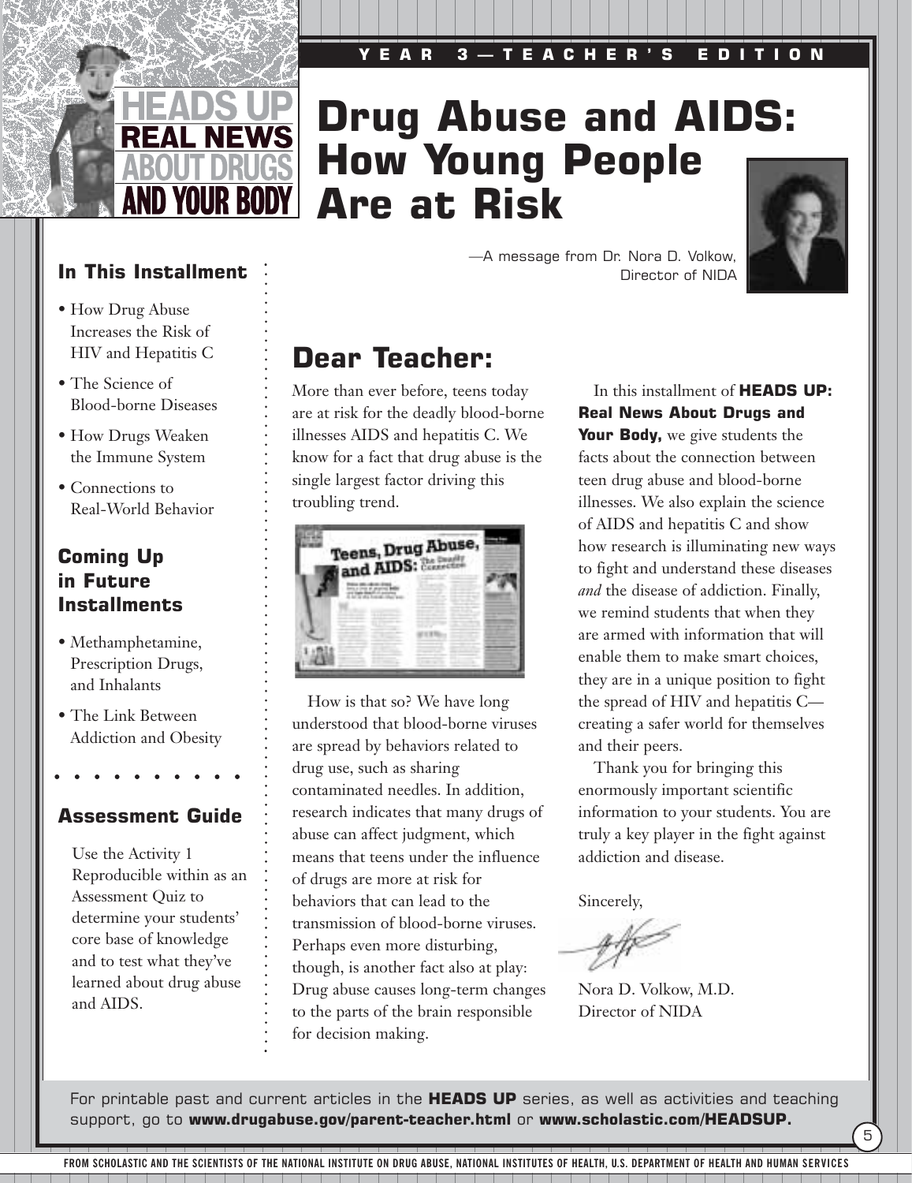YEAR 3—TEACHER'S EDITION

HEADS UP REAL NEWS ABOUT DRUGS AND YOUR BODY

# Drug Abuse and AIDS: How Young People Are at Risk

—A message from Dr. Nora D. Volkow, Director of NIDA

### In This Installment

- How Drug Abuse Increases the Risk of HIV and Hepatitis C
- The Science of Blood-borne Diseases
- How Drugs Weaken the Immune System
- Connections to Real-World Behavior

### Coming Up in Future Installments

- Methamphetamine, Prescription Drugs, and Inhalants
- The Link Between Addiction and Obesity

### Assessment Guide

Use the Activity 1 Reproducible within as an Assessment Quiz to determine your students' core base of knowledge and to test what they've learned about drug abuse and AIDS.

## Dear Teacher:

More than ever before, teens today are at risk for the deadly blood-borne illnesses AIDS and hepatitis C. We know for a fact that drug abuse is the single largest factor driving this troubling trend.

How is that so? We have long understood that blood-borne viruses are spread by behaviors related to drug use, such as sharing contaminated needles. In addition, research indicates that many drugs of abuse can affect judgment, which means that teens under the influence of drugs are more at risk for behaviors that can lead to the transmission of blood-borne viruses. Perhaps even more disturbing, though, is another fact also at play: Drug abuse causes long-term changes to the parts of the brain responsible for decision making.

In this installment of **HEADS UP: Real News About Drugs and Your Body,** we give students the facts about the connection between teen drug abuse and blood-borne illnesses. We also explain the science of AIDS and hepatitis C and show how research is illuminating new ways to fight and understand these diseases *and* the disease of addiction. Finally, we remind students that when they are armed with information that will enable them to make smart choices, they are in a unique position to fight the spread of HIV and hepatitis C—creating a safer world for themselves and their peers.

Thank you for bringing this enormously important scientific information to your students. You are truly a key player in the fight against addiction and disease.

Sincerely,

Nora D. Volkow, M.D.
Director of NIDA

For printable past and current articles in the **HEADS UP** series, as well as activities and teaching support, go to **www.drugabuse.gov/parent-teacher.html** or **www.scholastic.com/HEADSUP.**

FROM SCHOLASTIC AND THE SCIENTISTS OF THE NATIONAL INSTITUTE ON DRUG ABUSE, NATIONAL INSTITUTES OF HEALTH, U.S. DEPARTMENT OF HEALTH AND HUMAN SERVICES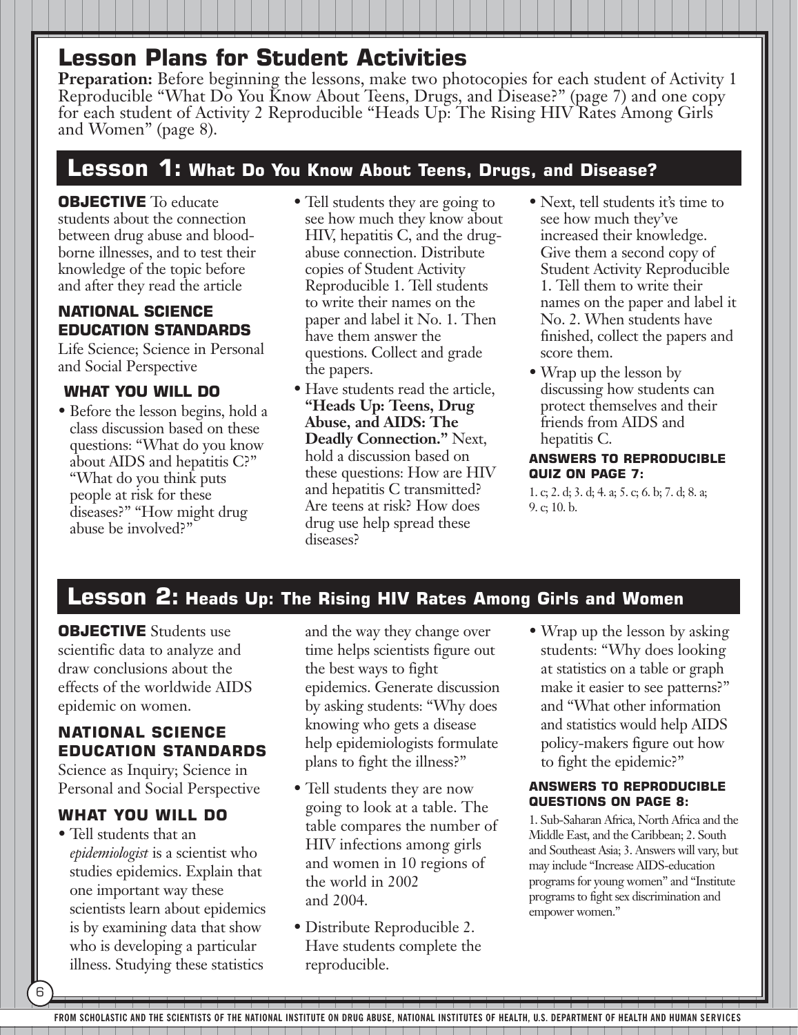# Lesson Plans for Student Activities

**Preparation:** Before beginning the lessons, make two photocopies for each student of Activity 1 Reproducible "What Do You Know About Teens, Drugs, and Disease?" (page 7) and one copy for each student of Activity 2 Reproducible "Heads Up: The Rising HIV Rates Among Girls and Women" (page 8).

## Lesson 1: What Do You Know About Teens, Drugs, and Disease?

**OBJECTIVE** To educate students about the connection between drug abuse and blood-borne illnesses, and to test their knowledge of the topic before and after they read the article

### NATIONAL SCIENCE EDUCATION STANDARDS

Life Science; Science in Personal and Social Perspective

### WHAT YOU WILL DO

- Before the lesson begins, hold a class discussion based on these questions: "What do you know about AIDS and hepatitis C?" "What do you think puts people at risk for these diseases?" "How might drug abuse be involved?"
- Tell students they are going to see how much they know about HIV, hepatitis C, and the drug-abuse connection. Distribute copies of Student Activity Reproducible 1. Tell students to write their names on the paper and label it No. 1. Then have them answer the questions. Collect and grade the papers.
- Have students read the article, **"Heads Up: Teens, Drug Abuse, and AIDS: The Deadly Connection."** Next, hold a discussion based on these questions: How are HIV and hepatitis C transmitted? Are teens at risk? How does drug use help spread these diseases?
- Next, tell students it's time to see how much they've increased their knowledge. Give them a second copy of Student Activity Reproducible 1. Tell them to write their names on the paper and label it No. 2. When students have finished, collect the papers and score them.
- Wrap up the lesson by discussing how students can protect themselves and their friends from AIDS and hepatitis C.

#### ANSWERS TO REPRODUCIBLE QUIZ ON PAGE 7:

1. c; 2. d; 3. d; 4. a; 5. c; 6. b; 7. d; 8. a; 9. c; 10. b.

## Lesson 2: Heads Up: The Rising HIV Rates Among Girls and Women

**OBJECTIVE** Students use scientific data to analyze and draw conclusions about the effects of the worldwide AIDS epidemic on women.

### NATIONAL SCIENCE EDUCATION STANDARDS

Science as Inquiry; Science in Personal and Social Perspective

### WHAT YOU WILL DO

- Tell students that an *epidemiologist* is a scientist who studies epidemics. Explain that one important way these scientists learn about epidemics is by examining data that show who is developing a particular illness. Studying these statistics and the way they change over time helps scientists figure out the best ways to fight epidemics. Generate discussion by asking students: "Why does knowing who gets a disease help epidemiologists formulate plans to fight the illness?"
- Tell students they are now going to look at a table. The table compares the number of HIV infections among girls and women in 10 regions of the world in 2002 and 2004.
- Distribute Reproducible 2. Have students complete the reproducible.
- Wrap up the lesson by asking students: "Why does looking at statistics on a table or graph make it easier to see patterns?" and "What other information and statistics would help AIDS policy-makers figure out how to fight the epidemic?"

#### ANSWERS TO REPRODUCIBLE QUESTIONS ON PAGE 8:

1. Sub-Saharan Africa, North Africa and the Middle East, and the Caribbean; 2. South and Southeast Asia; 3. Answers will vary, but may include "Increase AIDS-education programs for young women" and "Institute programs to fight sex discrimination and empower women."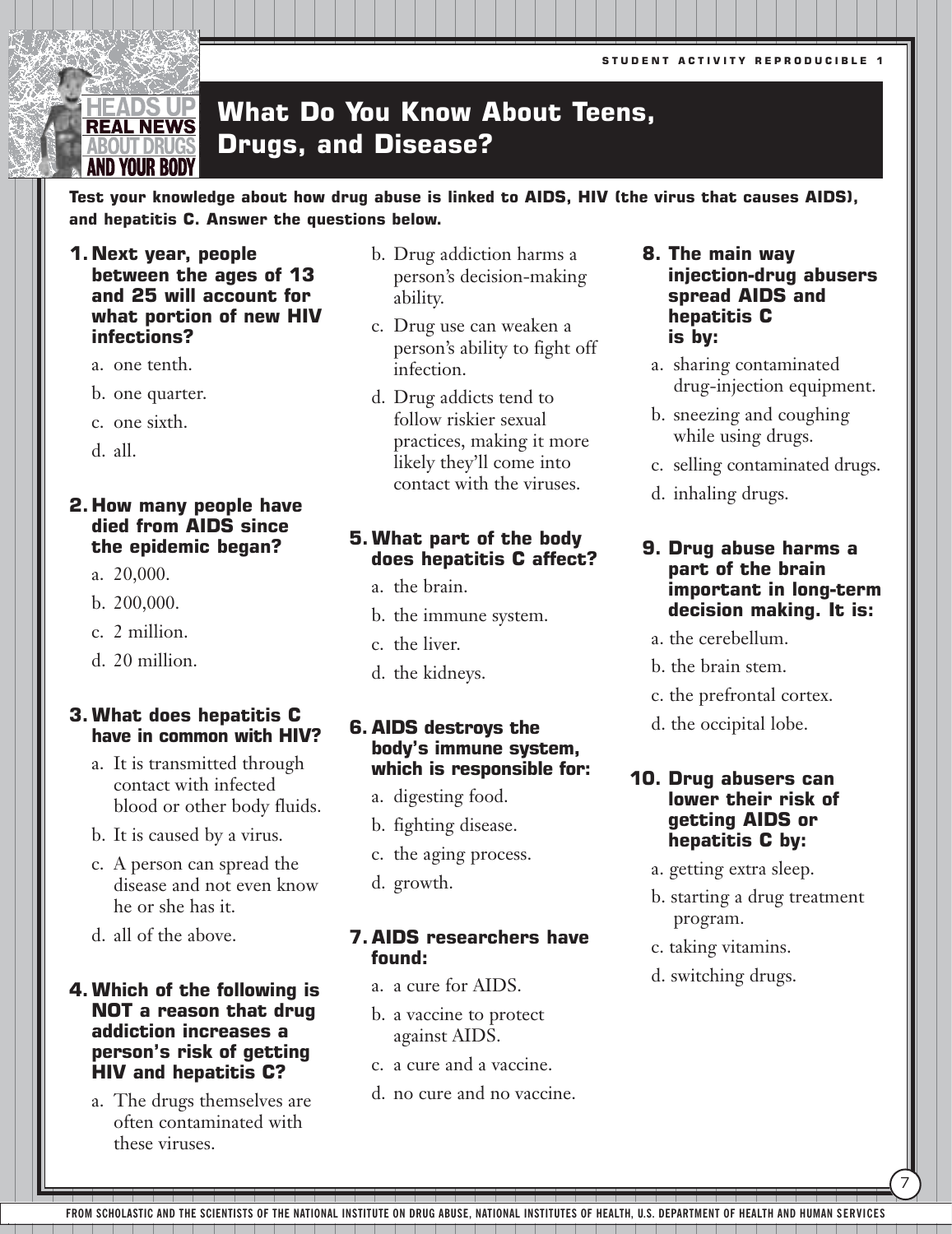STUDENT ACTIVITY REPRODUCIBLE 1

HEADS UP REAL NEWS ABOUT DRUGS AND YOUR BODY

# What Do You Know About Teens, Drugs, and Disease?

**Test your knowledge about how drug abuse is linked to AIDS, HIV (the virus that causes AIDS), and hepatitis C. Answer the questions below.**

**1. Next year, people between the ages of 13 and 25 will account for what portion of new HIV infections?**

a. one tenth.

b. one quarter.

c. one sixth.

d. all.

**2. How many people have died from AIDS since the epidemic began?**

a. 20,000.

b. 200,000.

c. 2 million.

d. 20 million.

**3. What does hepatitis C have in common with HIV?**

a. It is transmitted through contact with infected blood or other body fluids.

b. It is caused by a virus.

c. A person can spread the disease and not even know he or she has it.

d. all of the above.

**4. Which of the following is NOT a reason that drug addiction increases a person's risk of getting HIV and hepatitis C?**

a. The drugs themselves are often contaminated with these viruses.

b. Drug addiction harms a person's decision-making ability.

c. Drug use can weaken a person's ability to fight off infection.

d. Drug addicts tend to follow riskier sexual practices, making it more likely they'll come into contact with the viruses.

**5. What part of the body does hepatitis C affect?**

a. the brain.

b. the immune system.

c. the liver.

d. the kidneys.

**6. AIDS destroys the body's immune system, which is responsible for:**

a. digesting food.

b. fighting disease.

c. the aging process.

d. growth.

**7. AIDS researchers have found:**

a. a cure for AIDS.

b. a vaccine to protect against AIDS.

c. a cure and a vaccine.

d. no cure and no vaccine.

**8. The main way injection-drug abusers spread AIDS and hepatitis C is by:**

a. sharing contaminated drug-injection equipment.

b. sneezing and coughing while using drugs.

c. selling contaminated drugs.

d. inhaling drugs.

**9. Drug abuse harms a part of the brain important in long-term decision making. It is:**

a. the cerebellum.

b. the brain stem.

c. the prefrontal cortex.

d. the occipital lobe.

**10. Drug abusers can lower their risk of getting AIDS or hepatitis C by:**

a. getting extra sleep.

b. starting a drug treatment program.

c. taking vitamins.

d. switching drugs.

FROM SCHOLASTIC AND THE SCIENTISTS OF THE NATIONAL INSTITUTE ON DRUG ABUSE, NATIONAL INSTITUTES OF HEALTH, U.S. DEPARTMENT OF HEALTH AND HUMAN SERVICES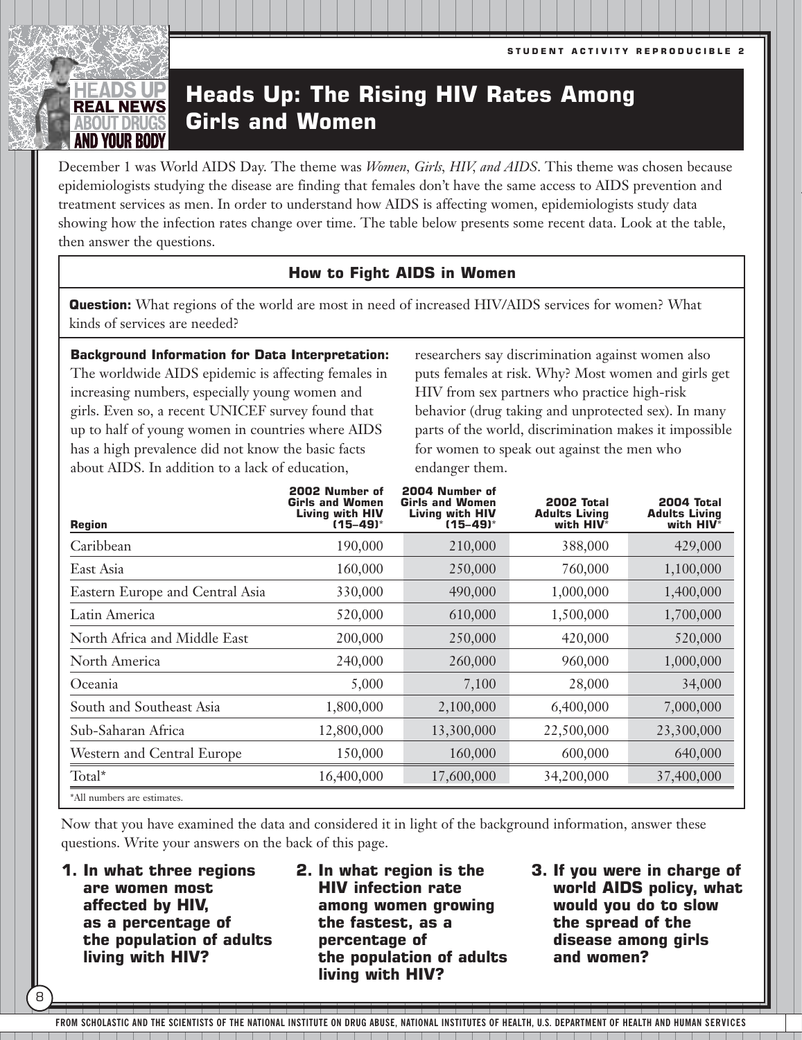STUDENT ACTIVITY REPRODUCIBLE 2

# Heads Up: The Rising HIV Rates Among Girls and Women

December 1 was World AIDS Day. The theme was *Women, Girls, HIV, and AIDS*. This theme was chosen because epidemiologists studying the disease are finding that females don't have the same access to AIDS prevention and treatment services as men. In order to understand how AIDS is affecting women, epidemiologists study data showing how the infection rates change over time. The table below presents some recent data. Look at the table, then answer the questions.

## How to Fight AIDS in Women

**Question:** What regions of the world are most in need of increased HIV/AIDS services for women? What kinds of services are needed?

**Background Information for Data Interpretation:** The worldwide AIDS epidemic is affecting females in increasing numbers, especially young women and girls. Even so, a recent UNICEF survey found that up to half of young women in countries where AIDS has a high prevalence did not know the basic facts about AIDS. In addition to a lack of education, researchers say discrimination against women also puts females at risk. Why? Most women and girls get HIV from sex partners who practice high-risk behavior (drug taking and unprotected sex). In many parts of the world, discrimination makes it impossible for women to speak out against the men who endanger them.

| Region | 2002 Number of Girls and Women Living with HIV (15–49)* | 2004 Number of Girls and Women Living with HIV (15–49)* | 2002 Total Adults Living with HIV* | 2004 Total Adults Living with HIV* |
|---|---|---|---|---|
| Caribbean | 190,000 | 210,000 | 388,000 | 429,000 |
| East Asia | 160,000 | 250,000 | 760,000 | 1,100,000 |
| Eastern Europe and Central Asia | 330,000 | 490,000 | 1,000,000 | 1,400,000 |
| Latin America | 520,000 | 610,000 | 1,500,000 | 1,700,000 |
| North Africa and Middle East | 200,000 | 250,000 | 420,000 | 520,000 |
| North America | 240,000 | 260,000 | 960,000 | 1,000,000 |
| Oceania | 5,000 | 7,100 | 28,000 | 34,000 |
| South and Southeast Asia | 1,800,000 | 2,100,000 | 6,400,000 | 7,000,000 |
| Sub-Saharan Africa | 12,800,000 | 13,300,000 | 22,500,000 | 23,300,000 |
| Western and Central Europe | 150,000 | 160,000 | 600,000 | 640,000 |
| Total* | 16,400,000 | 17,600,000 | 34,200,000 | 37,400,000 |

*All numbers are estimates.

Now that you have examined the data and considered it in light of the background information, answer these questions. Write your answers on the back of this page.

1. **In what three regions are women most affected by HIV, as a percentage of the population of adults living with HIV?**
2. **In what region is the HIV infection rate among women growing the fastest, as a percentage of the population of adults living with HIV?**
3. **If you were in charge of world AIDS policy, what would you do to slow the spread of the disease among girls and women?**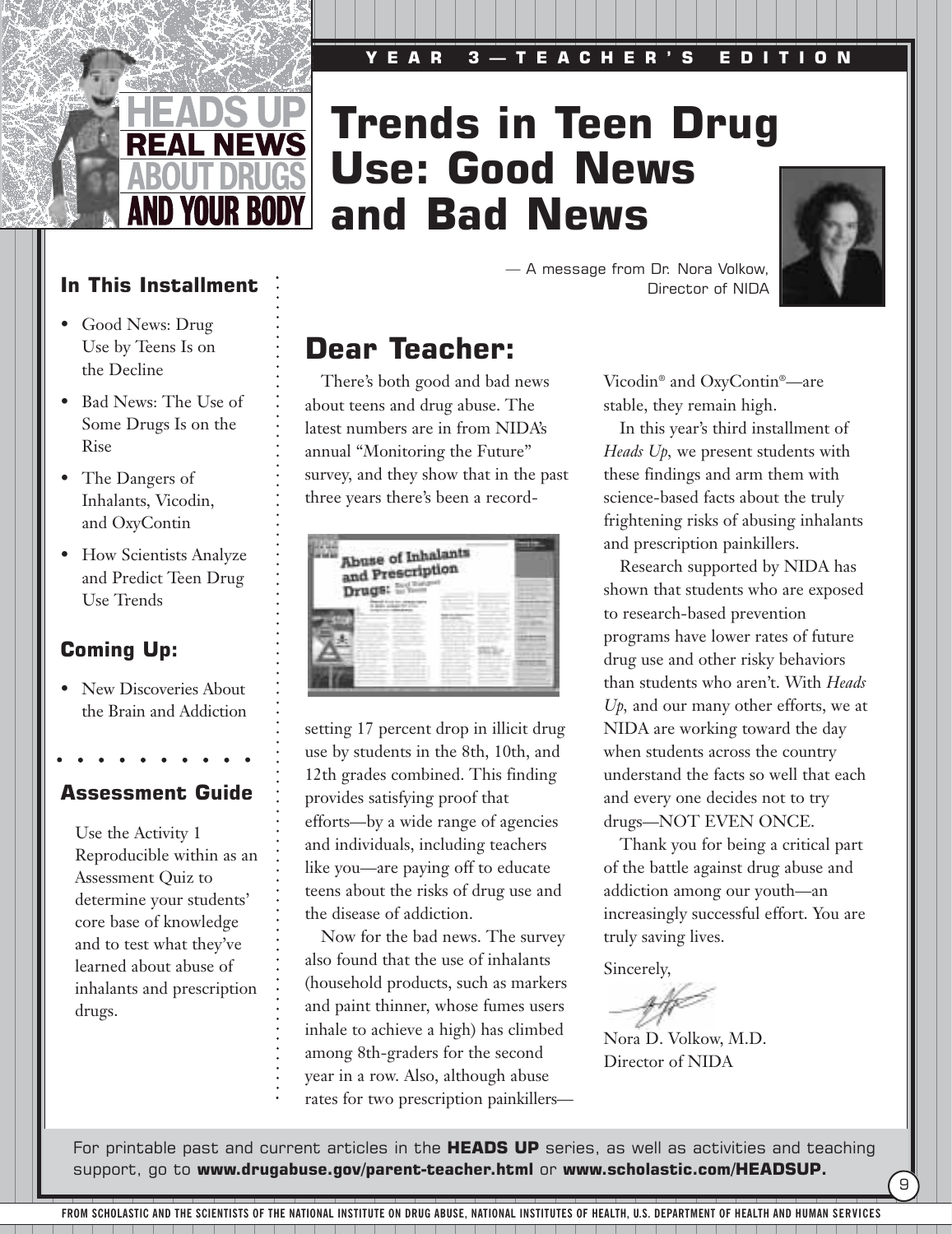HEADS UP REAL NEWS ABOUT DRUGS AND YOUR BODY

YEAR 3—TEACHER'S EDITION

# Trends in Teen Drug Use: Good News and Bad News

— A message from Dr. Nora Volkow, Director of NIDA

### In This Installment

- Good News: Drug Use by Teens Is on the Decline
- Bad News: The Use of Some Drugs Is on the Rise
- The Dangers of Inhalants, Vicodin, and OxyContin
- How Scientists Analyze and Predict Teen Drug Use Trends

### Coming Up:

- New Discoveries About the Brain and Addiction

### Assessment Guide

Use the Activity 1 Reproducible within as an Assessment Quiz to determine your students' core base of knowledge and to test what they've learned about abuse of inhalants and prescription drugs.

## Dear Teacher:

There's both good and bad news about teens and drug abuse. The latest numbers are in from NIDA's annual "Monitoring the Future" survey, and they show that in the past three years there's been a record-setting 17 percent drop in illicit drug use by students in the 8th, 10th, and 12th grades combined. This finding provides satisfying proof that efforts—by a wide range of agencies and individuals, including teachers like you—are paying off to educate teens about the risks of drug use and the disease of addiction.

Now for the bad news. The survey also found that the use of inhalants (household products, such as markers and paint thinner, whose fumes users inhale to achieve a high) has climbed among 8th-graders for the second year in a row. Also, although abuse rates for two prescription painkillers—Vicodin® and OxyContin®—are stable, they remain high.

In this year's third installment of *Heads Up*, we present students with these findings and arm them with science-based facts about the truly frightening risks of abusing inhalants and prescription painkillers.

Research supported by NIDA has shown that students who are exposed to research-based prevention programs have lower rates of future drug use and other risky behaviors than students who aren't. With *Heads Up*, and our many other efforts, we at NIDA are working toward the day when students across the country understand the facts so well that each and every one decides not to try drugs—NOT EVEN ONCE.

Thank you for being a critical part of the battle against drug abuse and addiction among our youth—an increasingly successful effort. You are truly saving lives.

Sincerely,

Nora D. Volkow, M.D.
Director of NIDA

For printable past and current articles in the **HEADS UP** series, as well as activities and teaching support, go to **www.drugabuse.gov/parent-teacher.html** or **www.scholastic.com/HEADSUP.**

FROM SCHOLASTIC AND THE SCIENTISTS OF THE NATIONAL INSTITUTE ON DRUG ABUSE, NATIONAL INSTITUTES OF HEALTH, U.S. DEPARTMENT OF HEALTH AND HUMAN SERVICES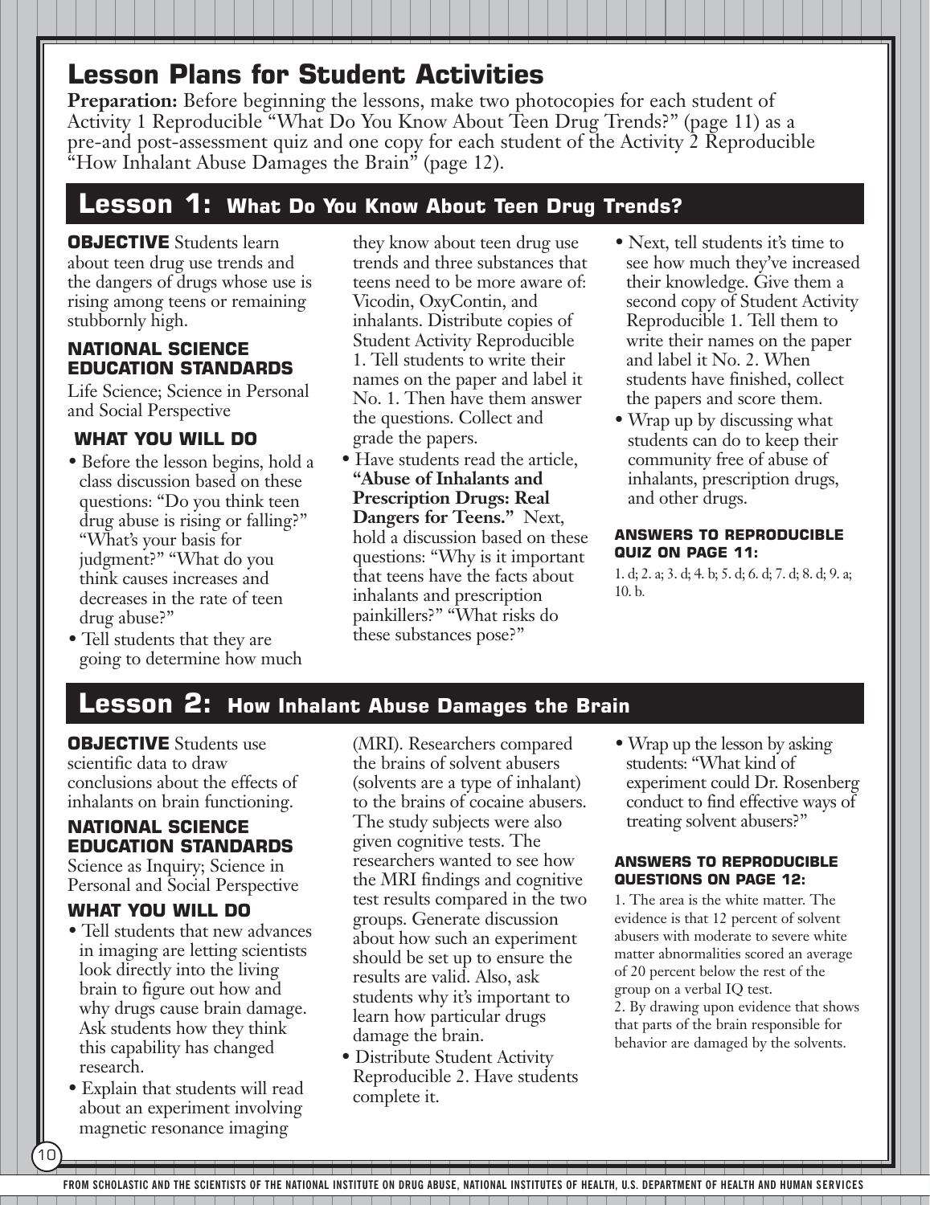# Lesson Plans for Student Activities

**Preparation:** Before beginning the lessons, make two photocopies for each student of Activity 1 Reproducible "What Do You Know About Teen Drug Trends?" (page 11) as a pre-and post-assessment quiz and one copy for each student of the Activity 2 Reproducible "How Inhalant Abuse Damages the Brain" (page 12).

## Lesson 1: What Do You Know About Teen Drug Trends?

**OBJECTIVE** Students learn about teen drug use trends and the dangers of drugs whose use is rising among teens or remaining stubbornly high.

### NATIONAL SCIENCE EDUCATION STANDARDS

Life Science; Science in Personal and Social Perspective

### WHAT YOU WILL DO

- Before the lesson begins, hold a class discussion based on these questions: "Do you think teen drug abuse is rising or falling?" "What's your basis for judgment?" "What do you think causes increases and decreases in the rate of teen drug abuse?"
- Tell students that they are going to determine how much they know about teen drug use trends and three substances that teens need to be more aware of: Vicodin, OxyContin, and inhalants. Distribute copies of Student Activity Reproducible 1. Tell students to write their names on the paper and label it No. 1. Then have them answer the questions. Collect and grade the papers.
- Have students read the article, **"Abuse of Inhalants and Prescription Drugs: Real Dangers for Teens."** Next, hold a discussion based on these questions: "Why is it important that teens have the facts about inhalants and prescription painkillers?" "What risks do these substances pose?"
- Next, tell students it's time to see how much they've increased their knowledge. Give them a second copy of Student Activity Reproducible 1. Tell them to write their names on the paper and label it No. 2. When students have finished, collect the papers and score them.
- Wrap up by discussing what students can do to keep their community free of abuse of inhalants, prescription drugs, and other drugs.

### ANSWERS TO REPRODUCIBLE QUIZ ON PAGE 11:

1. d; 2. a; 3. d; 4. b; 5. d; 6. d; 7. d; 8. d; 9. a; 10. b.

## Lesson 2: How Inhalant Abuse Damages the Brain

**OBJECTIVE** Students use scientific data to draw conclusions about the effects of inhalants on brain functioning.

### NATIONAL SCIENCE EDUCATION STANDARDS

Science as Inquiry; Science in Personal and Social Perspective

### WHAT YOU WILL DO

- Tell students that new advances in imaging are letting scientists look directly into the living brain to figure out how and why drugs cause brain damage. Ask students how they think this capability has changed research.
- Explain that students will read about an experiment involving magnetic resonance imaging (MRI). Researchers compared the brains of solvent abusers (solvents are a type of inhalant) to the brains of cocaine abusers. The study subjects were also given cognitive tests. The researchers wanted to see how the MRI findings and cognitive test results compared in the two groups. Generate discussion about how such an experiment should be set up to ensure the results are valid. Also, ask students why it's important to learn how particular drugs damage the brain.
- Distribute Student Activity Reproducible 2. Have students complete it.
- Wrap up the lesson by asking students: "What kind of experiment could Dr. Rosenberg conduct to find effective ways of treating solvent abusers?"

### ANSWERS TO REPRODUCIBLE QUESTIONS ON PAGE 12:

1. The area is the white matter. The evidence is that 12 percent of solvent abusers with moderate to severe white matter abnormalities scored an average of 20 percent below the rest of the group on a verbal IQ test.
2. By drawing upon evidence that shows that parts of the brain responsible for behavior are damaged by the solvents.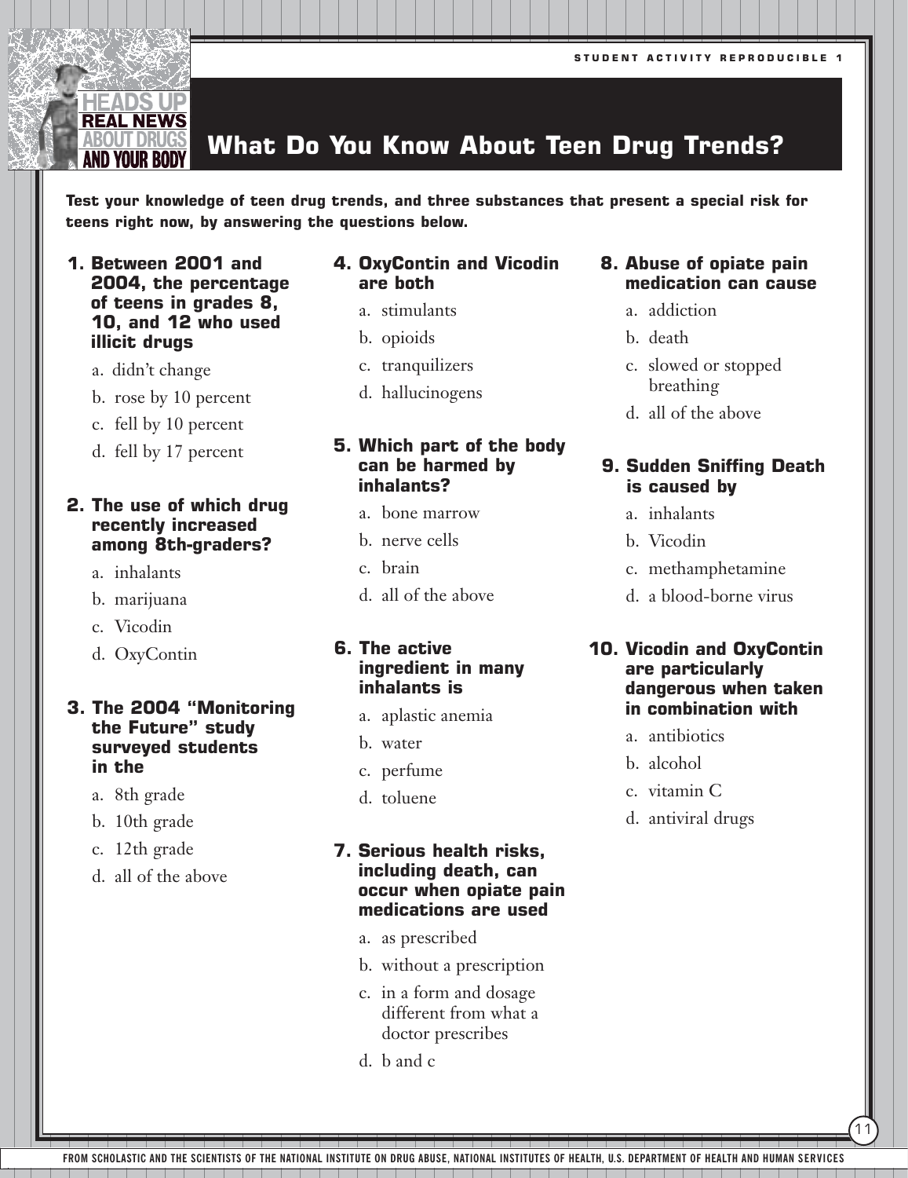STUDENT ACTIVITY REPRODUCIBLE 1

HEADS UP REAL NEWS ABOUT DRUGS AND YOUR BODY

# What Do You Know About Teen Drug Trends?

**Test your knowledge of teen drug trends, and three substances that present a special risk for teens right now, by answering the questions below.**

**1. Between 2001 and 2004, the percentage of teens in grades 8, 10, and 12 who used illicit drugs**

a. didn't change
b. rose by 10 percent
c. fell by 10 percent
d. fell by 17 percent

**2. The use of which drug recently increased among 8th-graders?**

a. inhalants
b. marijuana
c. Vicodin
d. OxyContin

**3. The 2004 "Monitoring the Future" study surveyed students in the**

a. 8th grade
b. 10th grade
c. 12th grade
d. all of the above

**4. OxyContin and Vicodin are both**

a. stimulants
b. opioids
c. tranquilizers
d. hallucinogens

**5. Which part of the body can be harmed by inhalants?**

a. bone marrow
b. nerve cells
c. brain
d. all of the above

**6. The active ingredient in many inhalants is**

a. aplastic anemia
b. water
c. perfume
d. toluene

**7. Serious health risks, including death, can occur when opiate pain medications are used**

a. as prescribed
b. without a prescription
c. in a form and dosage different from what a doctor prescribes
d. b and c

**8. Abuse of opiate pain medication can cause**

a. addiction
b. death
c. slowed or stopped breathing
d. all of the above

**9. Sudden Sniffing Death is caused by**

a. inhalants
b. Vicodin
c. methamphetamine
d. a blood-borne virus

**10. Vicodin and OxyContin are particularly dangerous when taken in combination with**

a. antibiotics
b. alcohol
c. vitamin C
d. antiviral drugs

FROM SCHOLASTIC AND THE SCIENTISTS OF THE NATIONAL INSTITUTE ON DRUG ABUSE, NATIONAL INSTITUTES OF HEALTH, U.S. DEPARTMENT OF HEALTH AND HUMAN SERVICES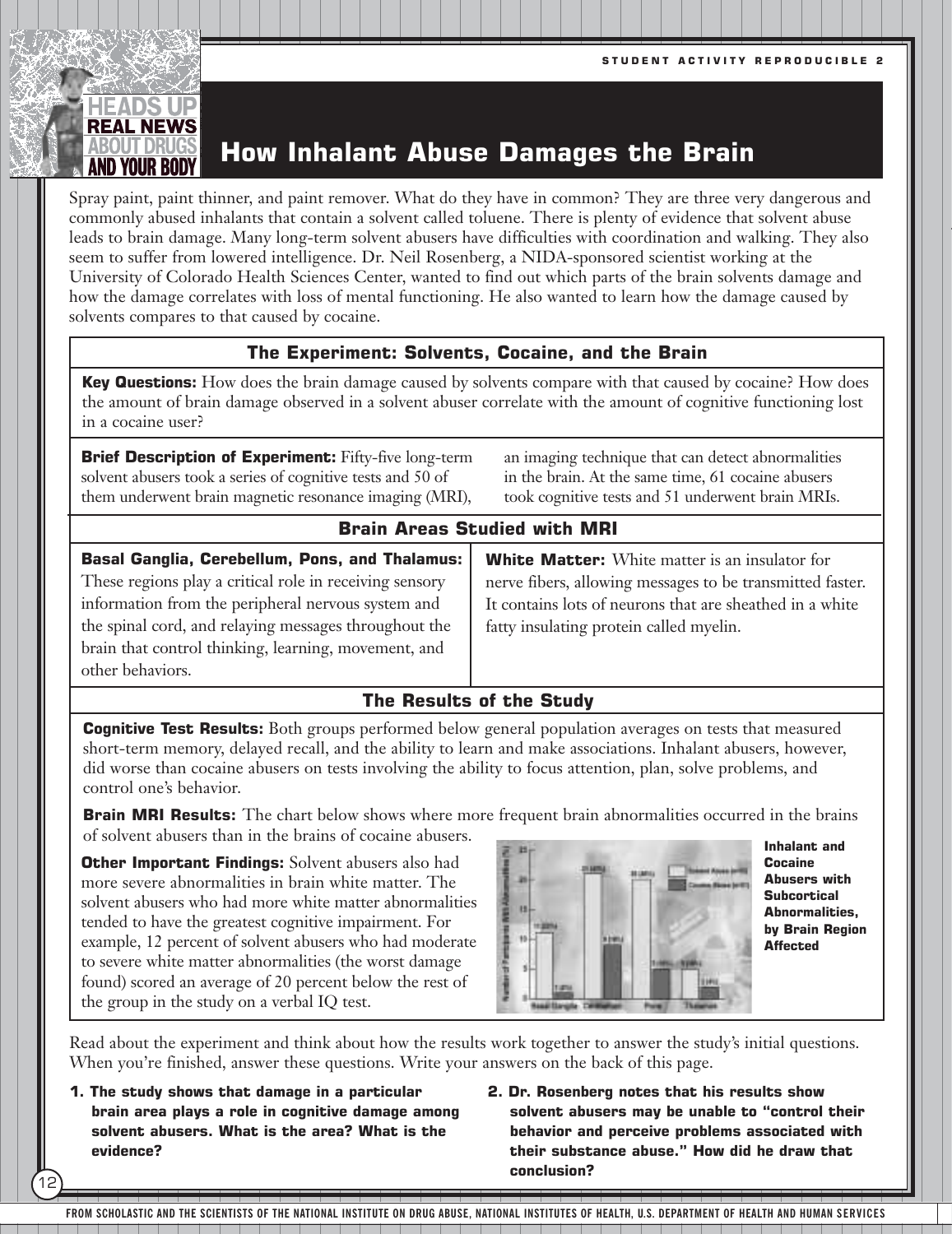STUDENT ACTIVITY REPRODUCIBLE 2

# How Inhalant Abuse Damages the Brain

Spray paint, paint thinner, and paint remover. What do they have in common? They are three very dangerous and commonly abused inhalants that contain a solvent called toluene. There is plenty of evidence that solvent abuse leads to brain damage. Many long-term solvent abusers have difficulties with coordination and walking. They also seem to suffer from lowered intelligence. Dr. Neil Rosenberg, a NIDA-sponsored scientist working at the University of Colorado Health Sciences Center, wanted to find out which parts of the brain solvents damage and how the damage correlates with loss of mental functioning. He also wanted to learn how the damage caused by solvents compares to that caused by cocaine.

## The Experiment: Solvents, Cocaine, and the Brain

**Key Questions:** How does the brain damage caused by solvents compare with that caused by cocaine? How does the amount of brain damage observed in a solvent abuser correlate with the amount of cognitive functioning lost in a cocaine user?

**Brief Description of Experiment:** Fifty-five long-term solvent abusers took a series of cognitive tests and 50 of them underwent brain magnetic resonance imaging (MRI), an imaging technique that can detect abnormalities in the brain. At the same time, 61 cocaine abusers took cognitive tests and 51 underwent brain MRIs.

## Brain Areas Studied with MRI

**Basal Ganglia, Cerebellum, Pons, and Thalamus:** These regions play a critical role in receiving sensory information from the peripheral nervous system and the spinal cord, and relaying messages throughout the brain that control thinking, learning, movement, and other behaviors.

**White Matter:** White matter is an insulator for nerve fibers, allowing messages to be transmitted faster. It contains lots of neurons that are sheathed in a white fatty insulating protein called myelin.

## The Results of the Study

**Cognitive Test Results:** Both groups performed below general population averages on tests that measured short-term memory, delayed recall, and the ability to learn and make associations. Inhalant abusers, however, did worse than cocaine abusers on tests involving the ability to focus attention, plan, solve problems, and control one's behavior.

**Brain MRI Results:** The chart below shows where more frequent brain abnormalities occurred in the brains of solvent abusers than in the brains of cocaine abusers.

**Other Important Findings:** Solvent abusers also had more severe abnormalities in brain white matter. The solvent abusers who had more white matter abnormalities tended to have the greatest cognitive impairment. For example, 12 percent of solvent abusers who had moderate to severe white matter abnormalities (the worst damage found) scored an average of 20 percent below the rest of the group in the study on a verbal IQ test.

**Inhalant and Cocaine Abusers with Subcortical Abnormalities, by Brain Region Affected**

Read about the experiment and think about how the results work together to answer the study's initial questions. When you're finished, answer these questions. Write your answers on the back of this page.

1. **The study shows that damage in a particular brain area plays a role in cognitive damage among solvent abusers. What is the area? What is the evidence?**
2. **Dr. Rosenberg notes that his results show solvent abusers may be unable to "control their behavior and perceive problems associated with their substance abuse." How did he draw that conclusion?**

FROM SCHOLASTIC AND THE SCIENTISTS OF THE NATIONAL INSTITUTE ON DRUG ABUSE, NATIONAL INSTITUTES OF HEALTH, U.S. DEPARTMENT OF HEALTH AND HUMAN SERVICES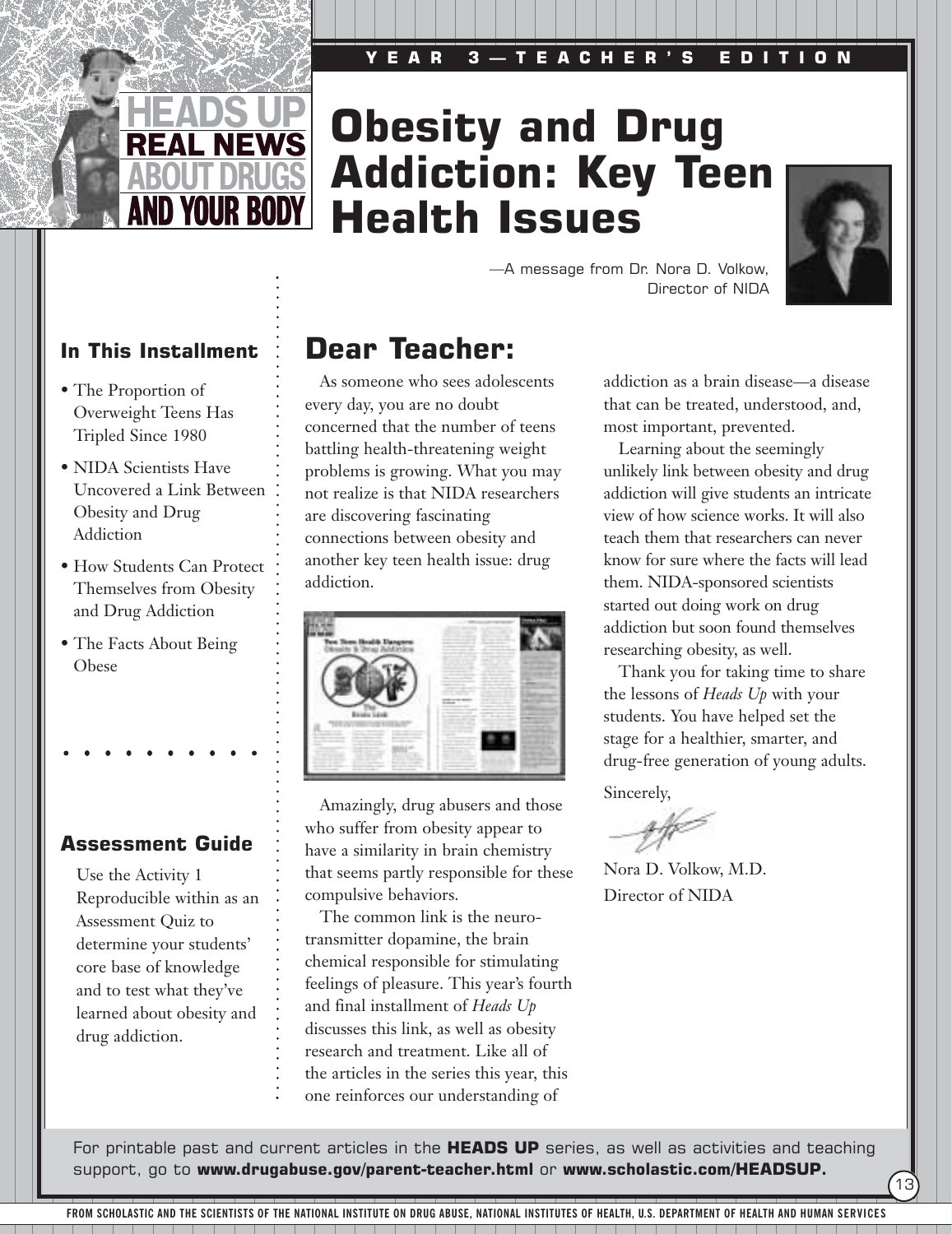YEAR 3—TEACHER'S EDITION

HEADS UP REAL NEWS ABOUT DRUGS AND YOUR BODY

# Obesity and Drug Addiction: Key Teen Health Issues

—A message from Dr. Nora D. Volkow, Director of NIDA

### In This Installment

- The Proportion of Overweight Teens Has Tripled Since 1980
- NIDA Scientists Have Uncovered a Link Between Obesity and Drug Addiction
- How Students Can Protect Themselves from Obesity and Drug Addiction
- The Facts About Being Obese

### Assessment Guide

Use the Activity 1 Reproducible within as an Assessment Quiz to determine your students' core base of knowledge and to test what they've learned about obesity and drug addiction.

## Dear Teacher:

As someone who sees adolescents every day, you are no doubt concerned that the number of teens battling health-threatening weight problems is growing. What you may not realize is that NIDA researchers are discovering fascinating connections between obesity and another key teen health issue: drug addiction.

Amazingly, drug abusers and those who suffer from obesity appear to have a similarity in brain chemistry that seems partly responsible for these compulsive behaviors.

The common link is the neurotransmitter dopamine, the brain chemical responsible for stimulating feelings of pleasure. This year's fourth and final installment of *Heads Up* discusses this link, as well as obesity research and treatment. Like all of the articles in the series this year, this one reinforces our understanding of addiction as a brain disease—a disease that can be treated, understood, and, most important, prevented.

Learning about the seemingly unlikely link between obesity and drug addiction will give students an intricate view of how science works. It will also teach them that researchers can never know for sure where the facts will lead them. NIDA-sponsored scientists started out doing work on drug addiction but soon found themselves researching obesity, as well.

Thank you for taking time to share the lessons of *Heads Up* with your students. You have helped set the stage for a healthier, smarter, and drug-free generation of young adults.

Sincerely,

Nora D. Volkow, M.D.
Director of NIDA

For printable past and current articles in the **HEADS UP** series, as well as activities and teaching support, go to **www.drugabuse.gov/parent-teacher.html** or **www.scholastic.com/HEADSUP.**

FROM SCHOLASTIC AND THE SCIENTISTS OF THE NATIONAL INSTITUTE ON DRUG ABUSE, NATIONAL INSTITUTES OF HEALTH, U.S. DEPARTMENT OF HEALTH AND HUMAN SERVICES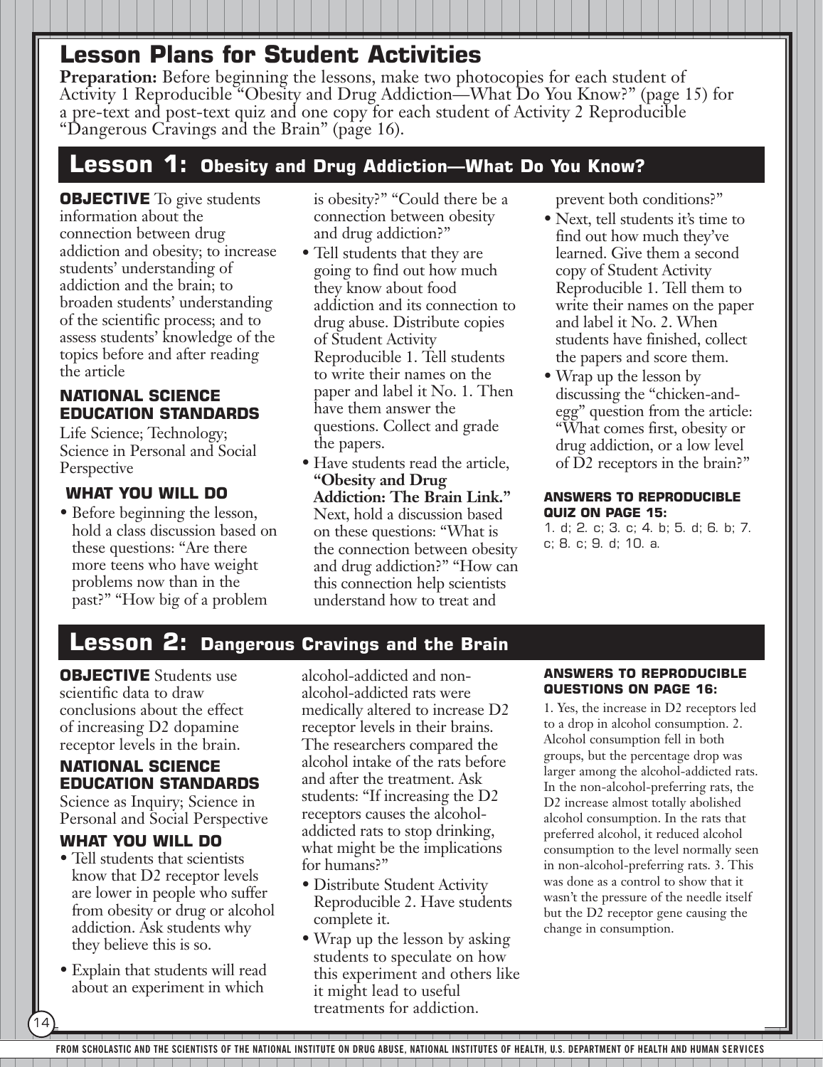# Lesson Plans for Student Activities

**Preparation:** Before beginning the lessons, make two photocopies for each student of Activity 1 Reproducible "Obesity and Drug Addiction—What Do You Know?" (page 15) for a pre-text and post-text quiz and one copy for each student of Activity 2 Reproducible "Dangerous Cravings and the Brain" (page 16).

## Lesson 1: Obesity and Drug Addiction—What Do You Know?

**OBJECTIVE** To give students information about the connection between drug addiction and obesity; to increase students' understanding of addiction and the brain; to broaden students' understanding of the scientific process; and to assess students' knowledge of the topics before and after reading the article

### NATIONAL SCIENCE EDUCATION STANDARDS

Life Science; Technology; Science in Personal and Social Perspective

### WHAT YOU WILL DO

- Before beginning the lesson, hold a class discussion based on these questions: "Are there more teens who have weight problems now than in the past?" "How big of a problem is obesity?" "Could there be a connection between obesity and drug addiction?"
- Tell students that they are going to find out how much they know about food addiction and its connection to drug abuse. Distribute copies of Student Activity Reproducible 1. Tell students to write their names on the paper and label it No. 1. Then have them answer the questions. Collect and grade the papers.
- Have students read the article, **"Obesity and Drug Addiction: The Brain Link."** Next, hold a discussion based on these questions: "What is the connection between obesity and drug addiction?" "How can this connection help scientists understand how to treat and prevent both conditions?"
- Next, tell students it's time to find out how much they've learned. Give them a second copy of Student Activity Reproducible 1. Tell them to write their names on the paper and label it No. 2. When students have finished, collect the papers and score them.
- Wrap up the lesson by discussing the "chicken-and-egg" question from the article: "What comes first, obesity or drug addiction, or a low level of D2 receptors in the brain?"

### ANSWERS TO REPRODUCIBLE QUIZ ON PAGE 15:

1. d; 2. c; 3. c; 4. b; 5. d; 6. b; 7. c; 8. c; 9. d; 10. a.

## Lesson 2: Dangerous Cravings and the Brain

**OBJECTIVE** Students use scientific data to draw conclusions about the effect of increasing D2 dopamine receptor levels in the brain.

### NATIONAL SCIENCE EDUCATION STANDARDS

Science as Inquiry; Science in Personal and Social Perspective

### WHAT YOU WILL DO

- Tell students that scientists know that D2 receptor levels are lower in people who suffer from obesity or drug or alcohol addiction. Ask students why they believe this is so.
- Explain that students will read about an experiment in which alcohol-addicted and non-alcohol-addicted rats were medically altered to increase D2 receptor levels in their brains. The researchers compared the alcohol intake of the rats before and after the treatment. Ask students: "If increasing the D2 receptors causes the alcohol-addicted rats to stop drinking, what might be the implications for humans?"
- Distribute Student Activity Reproducible 2. Have students complete it.
- Wrap up the lesson by asking students to speculate on how this experiment and others like it might lead to useful treatments for addiction.

### ANSWERS TO REPRODUCIBLE QUESTIONS ON PAGE 16:

1. Yes, the increase in D2 receptors led to a drop in alcohol consumption. 2. Alcohol consumption fell in both groups, but the percentage drop was larger among the alcohol-addicted rats. In the non-alcohol-preferring rats, the D2 increase almost totally abolished alcohol consumption. In the rats that preferred alcohol, it reduced alcohol consumption to the level normally seen in non-alcohol-preferring rats. 3. This was done as a control to show that it wasn't the pressure of the needle itself but the D2 receptor gene causing the change in consumption.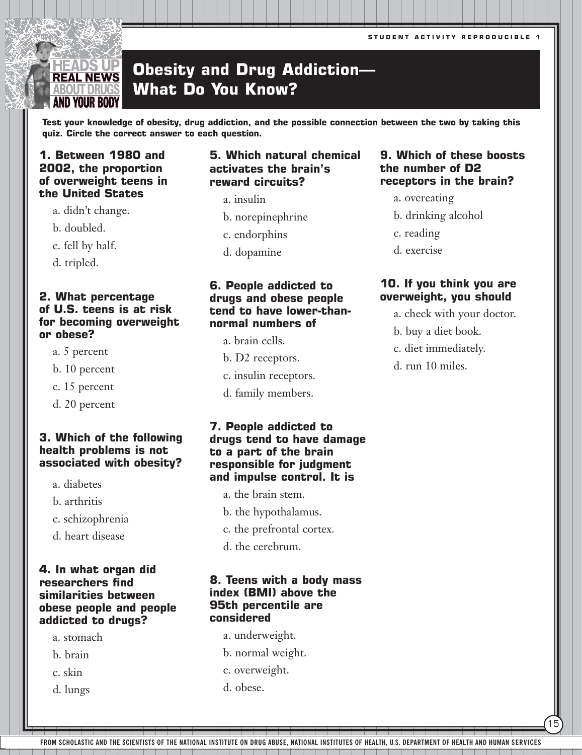STUDENT ACTIVITY REPRODUCIBLE 1

# Obesity and Drug Addiction—What Do You Know?

**Test your knowledge of obesity, drug addiction, and the possible connection between the two by taking this quiz. Circle the correct answer to each question.**

**1. Between 1980 and 2002, the proportion of overweight teens in the United States**

a. didn't change.
b. doubled.
c. fell by half.
d. tripled.

**2. What percentage of U.S. teens is at risk for becoming overweight or obese?**

a. 5 percent
b. 10 percent
c. 15 percent
d. 20 percent

**3. Which of the following health problems is not associated with obesity?**

a. diabetes
b. arthritis
c. schizophrenia
d. heart disease

**4. In what organ did researchers find similarities between obese people and people addicted to drugs?**

a. stomach
b. brain
c. skin
d. lungs

**5. Which natural chemical activates the brain's reward circuits?**

a. insulin
b. norepinephrine
c. endorphins
d. dopamine

**6. People addicted to drugs and obese people tend to have lower-than-normal numbers of**

a. brain cells.
b. D2 receptors.
c. insulin receptors.
d. family members.

**7. People addicted to drugs tend to have damage to a part of the brain responsible for judgment and impulse control. It is**

a. the brain stem.
b. the hypothalamus.
c. the prefrontal cortex.
d. the cerebrum.

**8. Teens with a body mass index (BMI) above the 95th percentile are considered**

a. underweight.
b. normal weight.
c. overweight.
d. obese.

**9. Which of these boosts the number of D2 receptors in the brain?**

a. overeating
b. drinking alcohol
c. reading
d. exercise

**10. If you think you are overweight, you should**

a. check with your doctor.
b. buy a diet book.
c. diet immediately.
d. run 10 miles.

FROM SCHOLASTIC AND THE SCIENTISTS OF THE NATIONAL INSTITUTE ON DRUG ABUSE, NATIONAL INSTITUTES OF HEALTH, U.S. DEPARTMENT OF HEALTH AND HUMAN SERVICES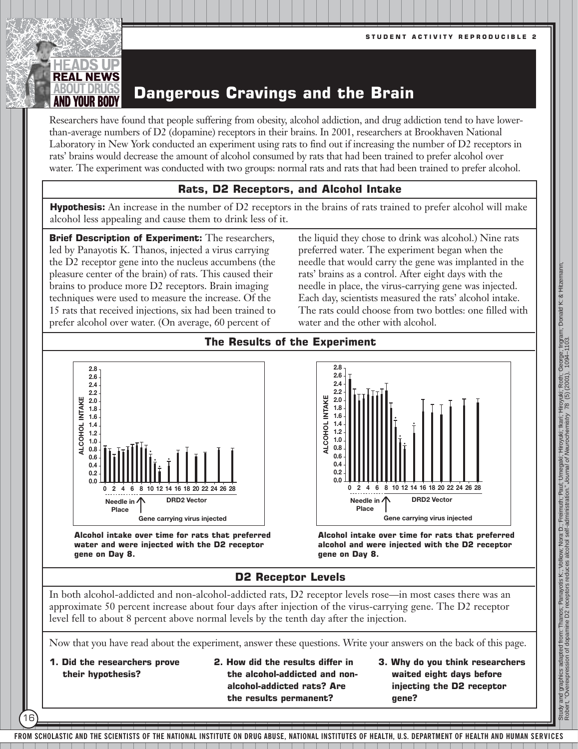STUDENT ACTIVITY REPRODUCIBLE 2

HEADS UP REAL NEWS ABOUT DRUGS AND YOUR BODY

# Dangerous Cravings and the Brain

Researchers have found that people suffering from obesity, alcohol addiction, and drug addiction tend to have lower-than-average numbers of D2 (dopamine) receptors in their brains. In 2001, researchers at Brookhaven National Laboratory in New York conducted an experiment using rats to find out if increasing the number of D2 receptors in rats' brains would decrease the amount of alcohol consumed by rats that had been trained to prefer alcohol over water. The experiment was conducted with two groups: normal rats and rats that had been trained to prefer alcohol.

## Rats, D2 Receptors, and Alcohol Intake

**Hypothesis:** An increase in the number of D2 receptors in the brains of rats trained to prefer alcohol will make alcohol less appealing and cause them to drink less of it.

**Brief Description of Experiment:** The researchers, led by Panayotis K. Thanos, injected a virus carrying the D2 receptor gene into the nucleus accumbens (the pleasure center of the brain) of rats. This caused their brains to produce more D2 receptors. Brain imaging techniques were used to measure the increase. Of the 15 rats that received injections, six had been trained to prefer alcohol over water. (On average, 60 percent of the liquid they chose to drink was alcohol.) Nine rats preferred water. The experiment began when the needle that would carry the gene was implanted in the rats' brains as a control. After eight days with the needle in place, the virus-carrying gene was injected. Each day, scientists measured the rats' alcohol intake. The rats could choose from two bottles: one filled with water and the other with alcohol.

## The Results of the Experiment

ALCOHOL INTAKE

0.0 0.2 0.4 0.6 0.8 1.0 1.2 1.4 1.6 1.8 2.0 2.2 2.4 2.6 2.8

0 2 4 6 8 10 12 14 16 18 20 22 24 26 28

Needle in Place

DRD2 Vector

Gene carrying virus injected

**Alcohol intake over time for rats that preferred water and were injected with the D2 receptor gene on Day 8.**

ALCOHOL INTAKE

0.0 0.2 0.4 0.6 0.8 1.0 1.2 1.4 1.6 1.8 2.0 2.2 2.4 2.6 2.8

0 2 4 6 8 10 12 14 16 18 20 22 24 26 28

Needle in Place

DRD2 Vector

Gene carrying virus injected

**Alcohol intake over time for rats that preferred alcohol and were injected with the D2 receptor gene on Day 8.**

## D2 Receptor Levels

In both alcohol-addicted and non-alcohol-addicted rats, D2 receptor levels rose—in most cases there was an approximate 50 percent increase about four days after injection of the virus-carrying gene. The D2 receptor level fell to about 8 percent above normal levels by the tenth day after the injection.

Now that you have read about the experiment, answer these questions. Write your answers on the back of this page.

**1. Did the researchers prove their hypothesis?**

**2. How did the results differ in the alcohol-addicted and non-alcohol-addicted rats? Are the results permanent?**

**3. Why do you think researchers waited eight days before injecting the D2 receptor gene?**

Study and graphics adapted from: Thanos, Panayotis K., Volkow, Nora D., Freimuth, Paul, Umegaki, Hiroyuki, Ikari, Hiroyuki, Roth, George, Ingram, Donald K. & Hitzemann, Robert, "Overexpression of dopamine D2 receptors reduces alcohol self-administration." *Journal of Neurochemistry* 78 (5) (2001), 1094–1103.

FROM SCHOLASTIC AND THE SCIENTISTS OF THE NATIONAL INSTITUTE ON DRUG ABUSE, NATIONAL INSTITUTES OF HEALTH, U.S. DEPARTMENT OF HEALTH AND HUMAN SERVICES